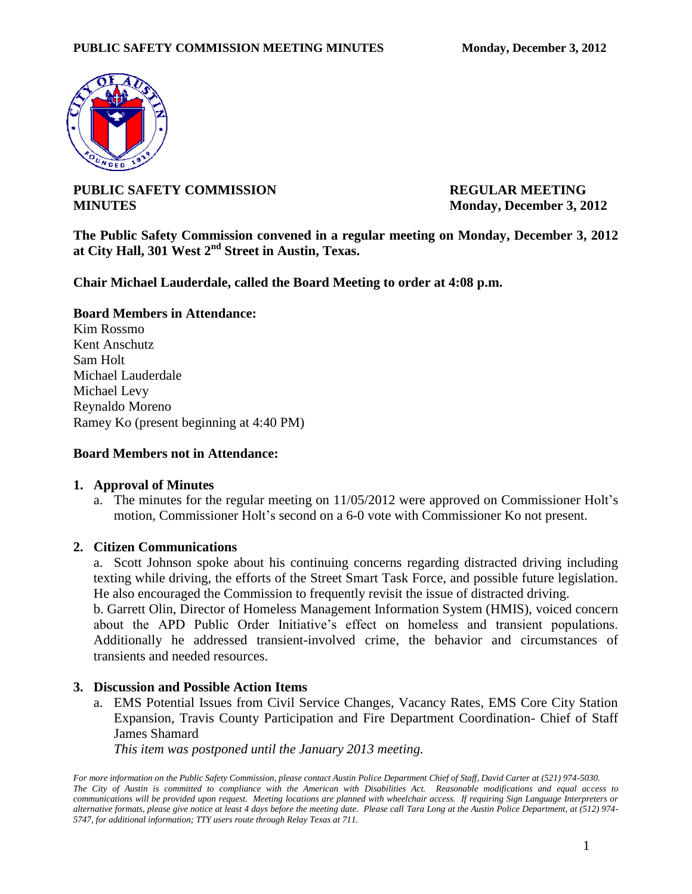**PUBLIC SAFETY COMMISSION MINUTES**

**REGULAR MEETING Monday, December 3, 2012**

**The Public Safety Commission convened in a regular meeting on Monday, December 3, 2012 at City Hall, 301 West 2nd Street in Austin, Texas.**

**Chair Michael Lauderdale, called the Board Meeting to order at 4:08 p.m.**

**Board Members in Attendance:**

Kim Rossmo
Kent Anschutz
Sam Holt
Michael Lauderdale
Michael Levy
Reynaldo Moreno
Ramey Ko (present beginning at 4:40 PM)

**Board Members not in Attendance:**

1. **Approval of Minutes**
   a. The minutes for the regular meeting on 11/05/2012 were approved on Commissioner Holt's motion, Commissioner Holt's second on a 6-0 vote with Commissioner Ko not present.

2. **Citizen Communications**
   a. Scott Johnson spoke about his continuing concerns regarding distracted driving including texting while driving, the efforts of the Street Smart Task Force, and possible future legislation. He also encouraged the Commission to frequently revisit the issue of distracted driving.
   b. Garrett Olin, Director of Homeless Management Information System (HMIS), voiced concern about the APD Public Order Initiative's effect on homeless and transient populations. Additionally he addressed transient-involved crime, the behavior and circumstances of transients and needed resources.

3. **Discussion and Possible Action Items**
   a. EMS Potential Issues from Civil Service Changes, Vacancy Rates, EMS Core City Station Expansion, Travis County Participation and Fire Department Coordination- Chief of Staff James Shamard
   *This item was postponed until the January 2013 meeting.*

*For more information on the Public Safety Commission, please contact Austin Police Department Chief of Staff, David Carter at (521) 974-5030. The City of Austin is committed to compliance with the American with Disabilities Act. Reasonable modifications and equal access to communications will be provided upon request. Meeting locations are planned with wheelchair access. If requiring Sign Language Interpreters or alternative formats, please give notice at least 4 days before the meeting date. Please call Tara Long at the Austin Police Department, at (512) 974-5747, for additional information; TTY users route through Relay Texas at 711.*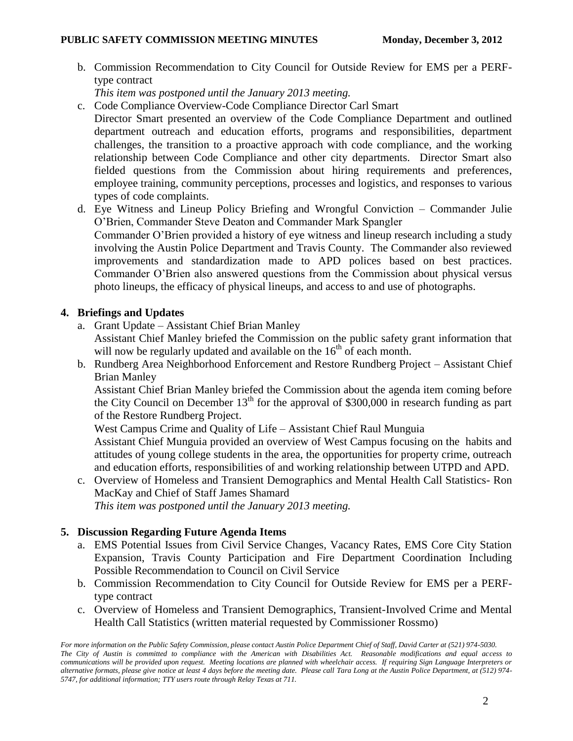b. Commission Recommendation to City Council for Outside Review for EMS per a PERF-type contract
   *This item was postponed until the January 2013 meeting.*

c. Code Compliance Overview-Code Compliance Director Carl Smart
   Director Smart presented an overview of the Code Compliance Department and outlined department outreach and education efforts, programs and responsibilities, department challenges, the transition to a proactive approach with code compliance, and the working relationship between Code Compliance and other city departments. Director Smart also fielded questions from the Commission about hiring requirements and preferences, employee training, community perceptions, processes and logistics, and responses to various types of code complaints.

d. Eye Witness and Lineup Policy Briefing and Wrongful Conviction – Commander Julie O'Brien, Commander Steve Deaton and Commander Mark Spangler
   Commander O'Brien provided a history of eye witness and lineup research including a study involving the Austin Police Department and Travis County. The Commander also reviewed improvements and standardization made to APD polices based on best practices. Commander O'Brien also answered questions from the Commission about physical versus photo lineups, the efficacy of physical lineups, and access to and use of photographs.

## 4. Briefings and Updates

a. Grant Update – Assistant Chief Brian Manley
   Assistant Chief Manley briefed the Commission on the public safety grant information that will now be regularly updated and available on the 16th of each month.

b. Rundberg Area Neighborhood Enforcement and Restore Rundberg Project – Assistant Chief Brian Manley
   Assistant Chief Brian Manley briefed the Commission about the agenda item coming before the City Council on December 13th for the approval of $300,000 in research funding as part of the Restore Rundberg Project.
   West Campus Crime and Quality of Life – Assistant Chief Raul Munguia
   Assistant Chief Munguia provided an overview of West Campus focusing on the habits and attitudes of young college students in the area, the opportunities for property crime, outreach and education efforts, responsibilities of and working relationship between UTPD and APD.

c. Overview of Homeless and Transient Demographics and Mental Health Call Statistics- Ron MacKay and Chief of Staff James Shamard
   *This item was postponed until the January 2013 meeting.*

## 5. Discussion Regarding Future Agenda Items

a. EMS Potential Issues from Civil Service Changes, Vacancy Rates, EMS Core City Station Expansion, Travis County Participation and Fire Department Coordination Including Possible Recommendation to Council on Civil Service

b. Commission Recommendation to City Council for Outside Review for EMS per a PERF-type contract

c. Overview of Homeless and Transient Demographics, Transient-Involved Crime and Mental Health Call Statistics (written material requested by Commissioner Rossmo)

*For more information on the Public Safety Commission, please contact Austin Police Department Chief of Staff, David Carter at (521) 974-5030. The City of Austin is committed to compliance with the American with Disabilities Act. Reasonable modifications and equal access to communications will be provided upon request. Meeting locations are planned with wheelchair access. If requiring Sign Language Interpreters or alternative formats, please give notice at least 4 days before the meeting date. Please call Tara Long at the Austin Police Department, at (512) 974-5747, for additional information; TTY users route through Relay Texas at 711.*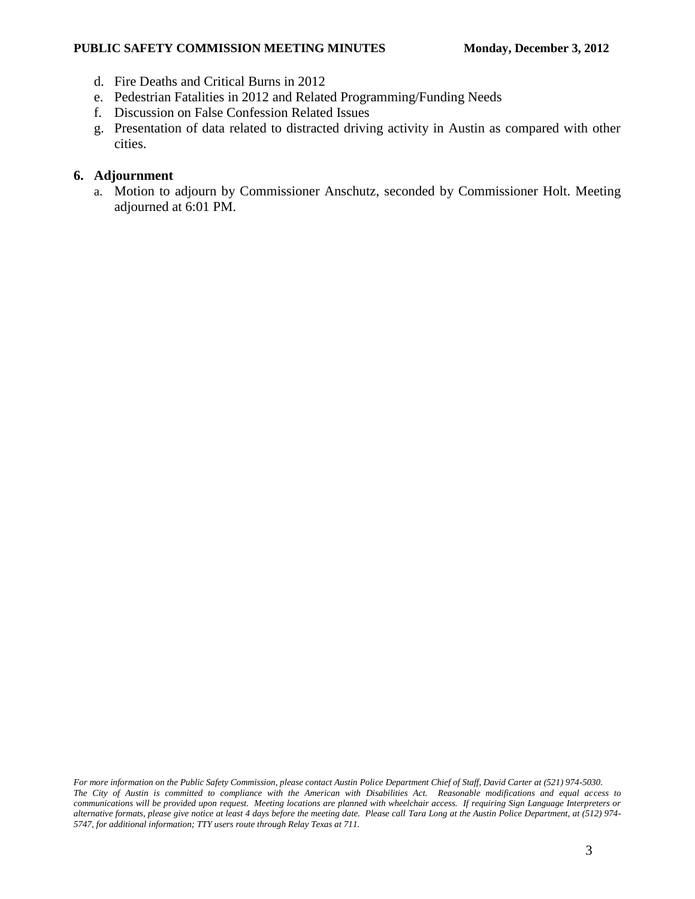d. Fire Deaths and Critical Burns in 2012
e. Pedestrian Fatalities in 2012 and Related Programming/Funding Needs
f. Discussion on False Confession Related Issues
g. Presentation of data related to distracted driving activity in Austin as compared with other cities.

## 6. Adjournment

a. Motion to adjourn by Commissioner Anschutz, seconded by Commissioner Holt. Meeting adjourned at 6:01 PM.

*For more information on the Public Safety Commission, please contact Austin Police Department Chief of Staff, David Carter at (521) 974-5030.*
*The City of Austin is committed to compliance with the American with Disabilities Act. Reasonable modifications and equal access to communications will be provided upon request. Meeting locations are planned with wheelchair access. If requiring Sign Language Interpreters or alternative formats, please give notice at least 4 days before the meeting date. Please call Tara Long at the Austin Police Department, at (512) 974-5747, for additional information; TTY users route through Relay Texas at 711.*